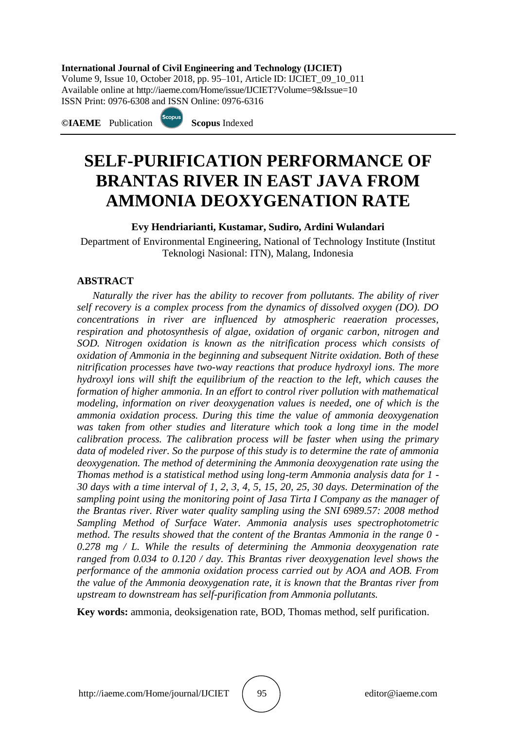**International Journal of Civil Engineering and Technology (IJCIET)**
Volume 9, Issue 10, October 2018, pp. 95–101, Article ID: IJCIET_09_10_011
Available online at http://iaeme.com/Home/issue/IJCIET?Volume=9&Issue=10
ISSN Print: 0976-6308 and ISSN Online: 0976-6316

**©IAEME** Publication **Scopus** Indexed

# SELF-PURIFICATION PERFORMANCE OF BRANTAS RIVER IN EAST JAVA FROM AMMONIA DEOXYGENATION RATE

**Evy Hendriarianti, Kustamar, Sudiro, Ardini Wulandari**

Department of Environmental Engineering, National of Technology Institute (Institut Teknologi Nasional: ITN), Malang, Indonesia

## ABSTRACT

*Naturally the river has the ability to recover from pollutants. The ability of river self recovery is a complex process from the dynamics of dissolved oxygen (DO). DO concentrations in river are influenced by atmospheric reaeration processes, respiration and photosynthesis of algae, oxidation of organic carbon, nitrogen and SOD. Nitrogen oxidation is known as the nitrification process which consists of oxidation of Ammonia in the beginning and subsequent Nitrite oxidation. Both of these nitrification processes have two-way reactions that produce hydroxyl ions. The more hydroxyl ions will shift the equilibrium of the reaction to the left, which causes the formation of higher ammonia. In an effort to control river pollution with mathematical modeling, information on river deoxygenation values is needed, one of which is the ammonia oxidation process. During this time the value of ammonia deoxygenation was taken from other studies and literature which took a long time in the model calibration process. The calibration process will be faster when using the primary data of modeled river. So the purpose of this study is to determine the rate of ammonia deoxygenation. The method of determining the Ammonia deoxygenation rate using the Thomas method is a statistical method using long-term Ammonia analysis data for 1 - 30 days with a time interval of 1, 2, 3, 4, 5, 15, 20, 25, 30 days. Determination of the sampling point using the monitoring point of Jasa Tirta I Company as the manager of the Brantas river. River water quality sampling using the SNI 6989.57: 2008 method Sampling Method of Surface Water. Ammonia analysis uses spectrophotometric method. The results showed that the content of the Brantas Ammonia in the range 0 - 0.278 mg / L. While the results of determining the Ammonia deoxygenation rate ranged from 0.034 to 0.120 / day. This Brantas river deoxygenation level shows the performance of the ammonia oxidation process carried out by AOA and AOB. From the value of the Ammonia deoxygenation rate, it is known that the Brantas river from upstream to downstream has self-purification from Ammonia pollutants.*

**Key words:** ammonia, deoksigenation rate, BOD, Thomas method, self purification.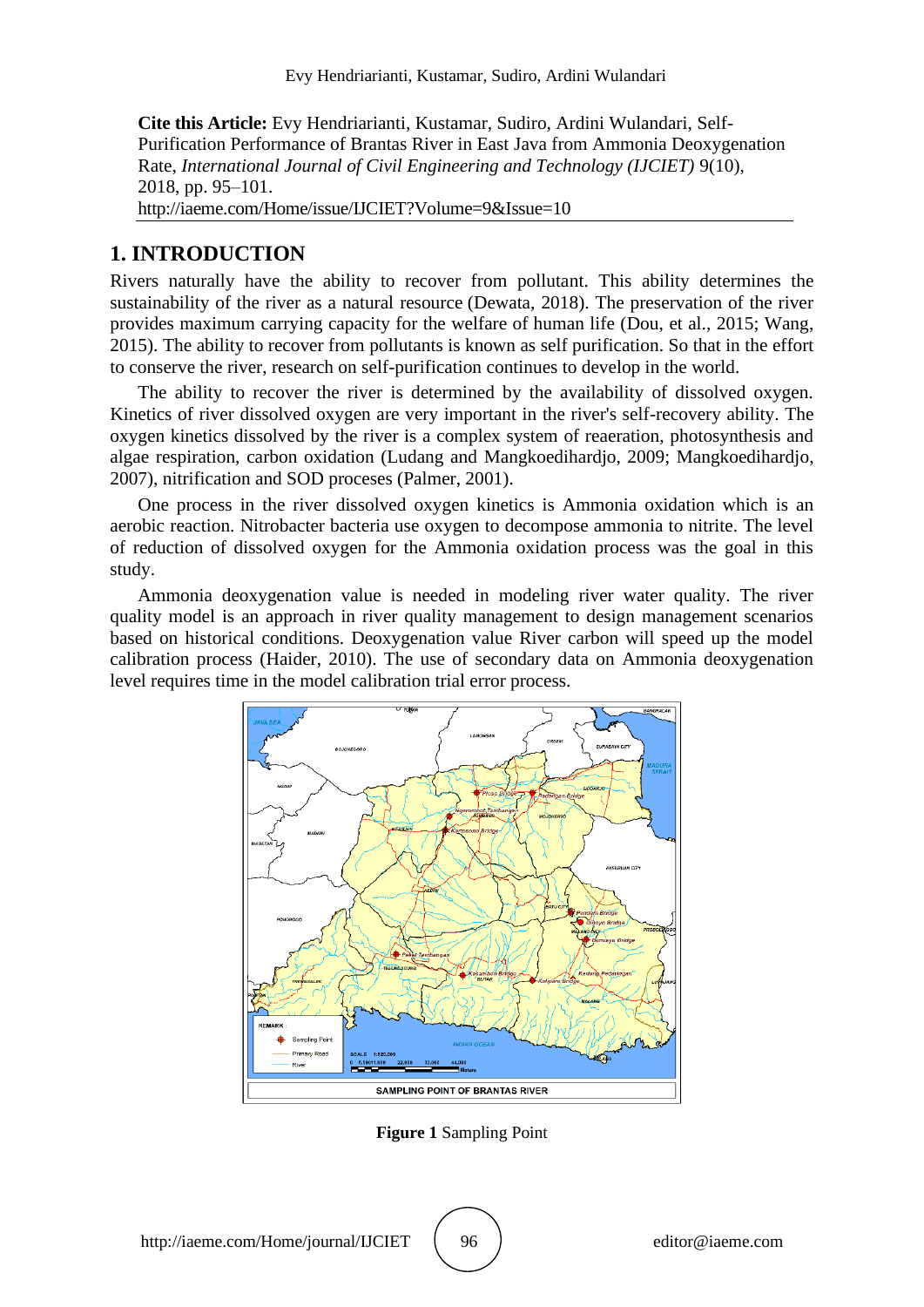**Cite this Article:** Evy Hendriarianti, Kustamar, Sudiro, Ardini Wulandari, Self-Purification Performance of Brantas River in East Java from Ammonia Deoxygenation Rate, *International Journal of Civil Engineering and Technology (IJCIET)* 9(10), 2018, pp. 95–101.
http://iaeme.com/Home/issue/IJCIET?Volume=9&Issue=10

## 1. INTRODUCTION

Rivers naturally have the ability to recover from pollutant. This ability determines the sustainability of the river as a natural resource (Dewata, 2018). The preservation of the river provides maximum carrying capacity for the welfare of human life (Dou, et al., 2015; Wang, 2015). The ability to recover from pollutants is known as self purification. So that in the effort to conserve the river, research on self-purification continues to develop in the world.

The ability to recover the river is determined by the availability of dissolved oxygen. Kinetics of river dissolved oxygen are very important in the river's self-recovery ability. The oxygen kinetics dissolved by the river is a complex system of reaeration, photosynthesis and algae respiration, carbon oxidation (Ludang and Mangkoedihardjo, 2009; Mangkoedihardjo, 2007), nitrification and SOD proceses (Palmer, 2001).

One process in the river dissolved oxygen kinetics is Ammonia oxidation which is an aerobic reaction. Nitrobacter bacteria use oxygen to decompose ammonia to nitrite. The level of reduction of dissolved oxygen for the Ammonia oxidation process was the goal in this study.

Ammonia deoxygenation value is needed in modeling river water quality. The river quality model is an approach in river quality management to design management scenarios based on historical conditions. Deoxygenation value River carbon will speed up the model calibration process (Haider, 2010). The use of secondary data on Ammonia deoxygenation level requires time in the model calibration trial error process.

**Figure 1** Sampling Point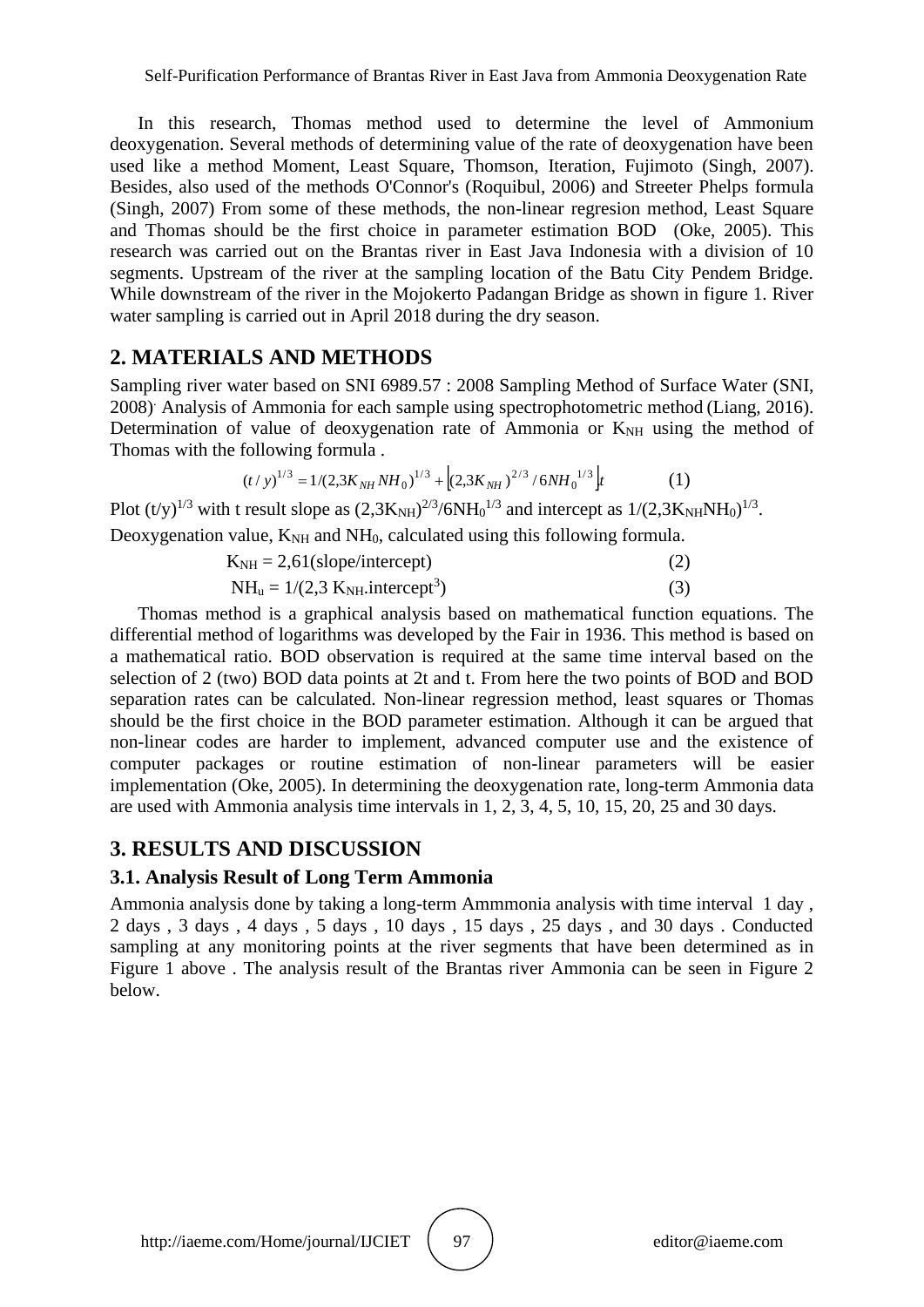In this research, Thomas method used to determine the level of Ammonium deoxygenation. Several methods of determining value of the rate of deoxygenation have been used like a method Moment, Least Square, Thomson, Iteration, Fujimoto (Singh, 2007). Besides, also used of the methods O'Connor's (Roquibul, 2006) and Streeter Phelps formula (Singh, 2007) From some of these methods, the non-linear regresion method, Least Square and Thomas should be the first choice in parameter estimation BOD (Oke, 2005). This research was carried out on the Brantas river in East Java Indonesia with a division of 10 segments. Upstream of the river at the sampling location of the Batu City Pendem Bridge. While downstream of the river in the Mojokerto Padangan Bridge as shown in figure 1. River water sampling is carried out in April 2018 during the dry season.

## 2. MATERIALS AND METHODS

Sampling river water based on SNI 6989.57 : 2008 Sampling Method of Surface Water (SNI, 2008). Analysis of Ammonia for each sample using spectrophotometric method (Liang, 2016). Determination of value of deoxygenation rate of Ammonia or $K_{NH}$ using the method of Thomas with the following formula .

$$(t/y)^{1/3} = 1/(2{,}3K_{NH}NH_0)^{1/3} + \left[(2{,}3K_{NH})^{2/3}/6NH_0^{1/3}\right]t \qquad (1)$$

Plot $(t/y)^{1/3}$ with t result slope as $(2{,}3K_{NH})^{2/3}/6NH_0^{1/3}$ and intercept as $1/(2{,}3K_{NH}NH_0)^{1/3}$.

Deoxygenation value, $K_{NH}$ and $NH_0$, calculated using this following formula.

$$K_{NH} = 2{,}61(\text{slope/intercept}) \qquad (2)$$

$$NH_u = 1/(2{,}3\ K_{NH}.\text{intercept}^3) \qquad (3)$$

Thomas method is a graphical analysis based on mathematical function equations. The differential method of logarithms was developed by the Fair in 1936. This method is based on a mathematical ratio. BOD observation is required at the same time interval based on the selection of 2 (two) BOD data points at 2t and t. From here the two points of BOD and BOD separation rates can be calculated. Non-linear regression method, least squares or Thomas should be the first choice in the BOD parameter estimation. Although it can be argued that non-linear codes are harder to implement, advanced computer use and the existence of computer packages or routine estimation of non-linear parameters will be easier implementation (Oke, 2005). In determining the deoxygenation rate, long-term Ammonia data are used with Ammonia analysis time intervals in 1, 2, 3, 4, 5, 10, 15, 20, 25 and 30 days.

## 3. RESULTS AND DISCUSSION

### 3.1. Analysis Result of Long Term Ammonia

Ammonia analysis done by taking a long-term Ammmonia analysis with time interval 1 day , 2 days , 3 days , 4 days , 5 days , 10 days , 15 days , 25 days , and 30 days . Conducted sampling at any monitoring points at the river segments that have been determined as in Figure 1 above . The analysis result of the Brantas river Ammonia can be seen in Figure 2 below.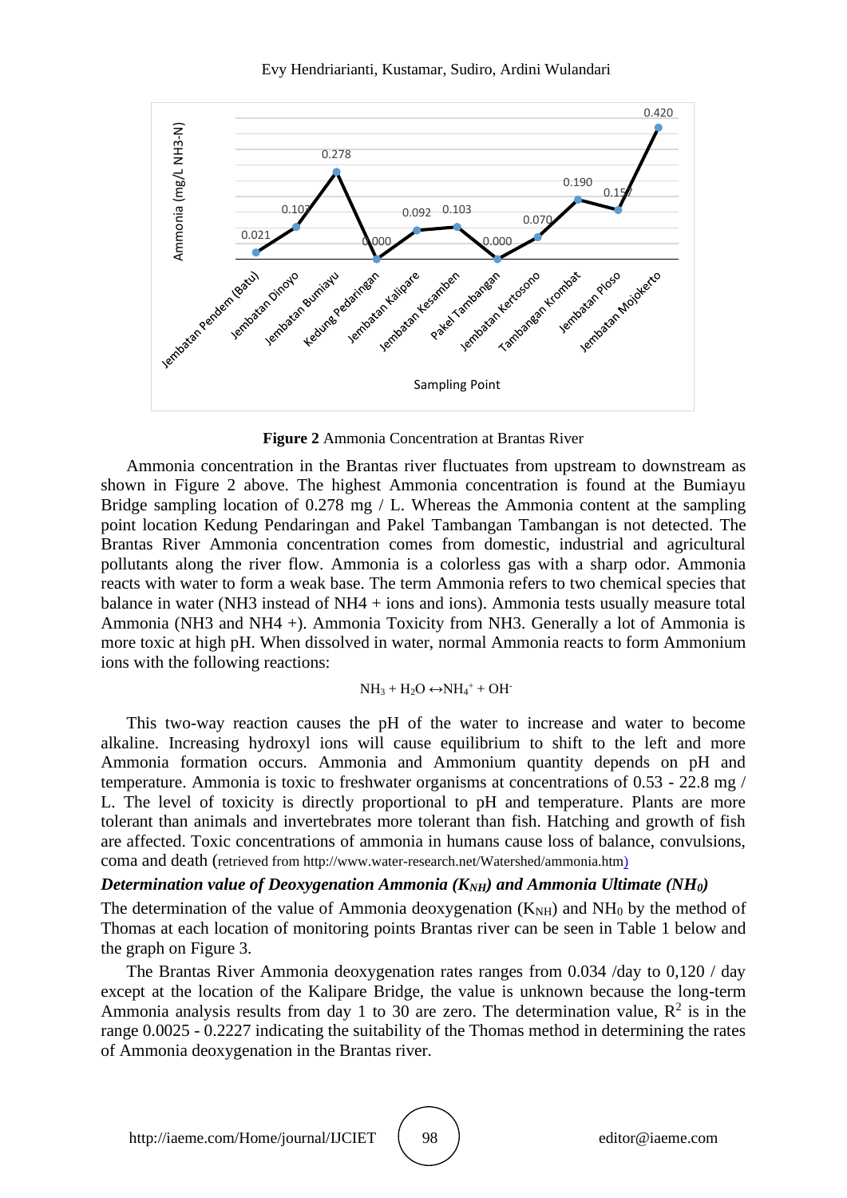**Figure 2** Ammonia Concentration at Brantas River

Ammonia concentration in the Brantas river fluctuates from upstream to downstream as shown in Figure 2 above. The highest Ammonia concentration is found at the Bumiayu Bridge sampling location of 0.278 mg / L. Whereas the Ammonia content at the sampling point location Kedung Pendaringan and Pakel Tambangan Tambangan is not detected. The Brantas River Ammonia concentration comes from domestic, industrial and agricultural pollutants along the river flow. Ammonia is a colorless gas with a sharp odor. Ammonia reacts with water to form a weak base. The term Ammonia refers to two chemical species that balance in water (NH3 instead of NH4 + ions and ions). Ammonia tests usually measure total Ammonia (NH3 and NH4 +). Ammonia Toxicity from NH3. Generally a lot of Ammonia is more toxic at high pH. When dissolved in water, normal Ammonia reacts to form Ammonium ions with the following reactions:

$$NH_3 + H_2O \leftrightarrow NH_4^+ + OH^-$$

This two-way reaction causes the pH of the water to increase and water to become alkaline. Increasing hydroxyl ions will cause equilibrium to shift to the left and more Ammonia formation occurs. Ammonia and Ammonium quantity depends on pH and temperature. Ammonia is toxic to freshwater organisms at concentrations of 0.53 - 22.8 mg / L. The level of toxicity is directly proportional to pH and temperature. Plants are more tolerant than animals and invertebrates more tolerant than fish. Hatching and growth of fish are affected. Toxic concentrations of ammonia in humans cause loss of balance, convulsions, coma and death (retrieved from http://www.water-research.net/Watershed/ammonia.htm)

### *Determination value of Deoxygenation Ammonia ($K_{NH}$) and Ammonia Ultimate ($NH_0$)*

The determination of the value of Ammonia deoxygenation ($K_{NH}$) and $NH_0$ by the method of Thomas at each location of monitoring points Brantas river can be seen in Table 1 below and the graph on Figure 3.

The Brantas River Ammonia deoxygenation rates ranges from 0.034 /day to 0,120 / day except at the location of the Kalipare Bridge, the value is unknown because the long-term Ammonia analysis results from day 1 to 30 are zero. The determination value, $R^2$ is in the range 0.0025 - 0.2227 indicating the suitability of the Thomas method in determining the rates of Ammonia deoxygenation in the Brantas river.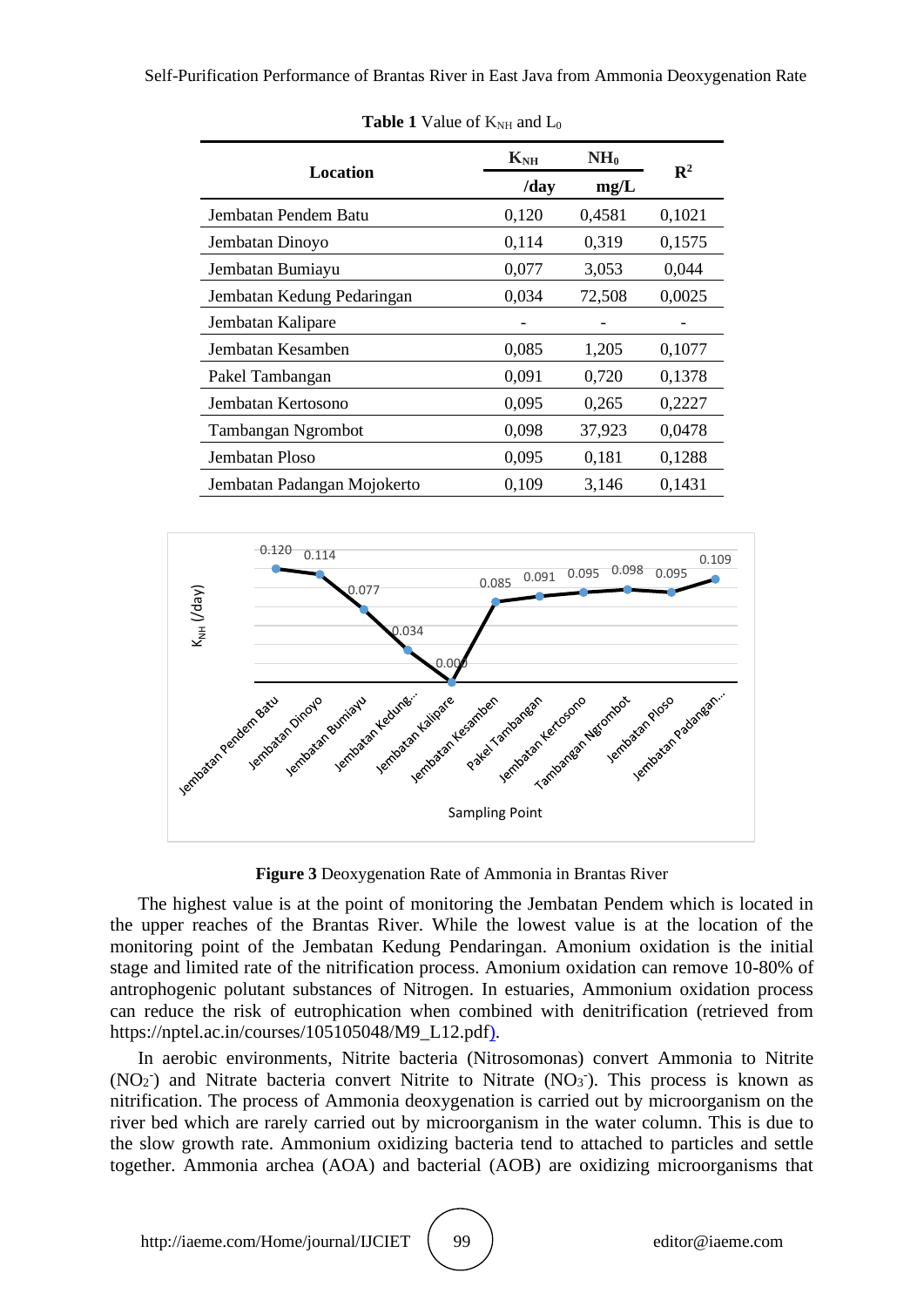**Table 1** Value of $K_{NH}$ and $L_0$

| Location | $K_{NH}$ /day | $NH_0$ mg/L | $R^2$ |
|---|---|---|---|
| Jembatan Pendem Batu | 0,120 | 0,4581 | 0,1021 |
| Jembatan Dinoyo | 0,114 | 0,319 | 0,1575 |
| Jembatan Bumiayu | 0,077 | 3,053 | 0,044 |
| Jembatan Kedung Pedaringan | 0,034 | 72,508 | 0,0025 |
| Jembatan Kalipare | - | - | - |
| Jembatan Kesamben | 0,085 | 1,205 | 0,1077 |
| Pakel Tambangan | 0,091 | 0,720 | 0,1378 |
| Jembatan Kertosono | 0,095 | 0,265 | 0,2227 |
| Tambangan Ngrombot | 0,098 | 37,923 | 0,0478 |
| Jembatan Ploso | 0,095 | 0,181 | 0,1288 |
| Jembatan Padangan Mojokerto | 0,109 | 3,146 | 0,1431 |

**Figure 3** Deoxygenation Rate of Ammonia in Brantas River

The highest value is at the point of monitoring the Jembatan Pendem which is located in the upper reaches of the Brantas River. While the lowest value is at the location of the monitoring point of the Jembatan Kedung Pendaringan. Amonium oxidation is the initial stage and limited rate of the nitrification process. Amonium oxidation can remove 10-80% of antrophogenic polutant substances of Nitrogen. In estuaries, Ammonium oxidation process can reduce the risk of eutrophication when combined with denitrification (retrieved from https://nptel.ac.in/courses/105105048/M9_L12.pdf).

In aerobic environments, Nitrite bacteria (Nitrosomonas) convert Ammonia to Nitrite ($NO_2^-$) and Nitrate bacteria convert Nitrite to Nitrate ($NO_3^-$). This process is known as nitrification. The process of Ammonia deoxygenation is carried out by microorganism on the river bed which are rarely carried out by microorganism in the water column. This is due to the slow growth rate. Ammonium oxidizing bacteria tend to attached to particles and settle together. Ammonia archea (AOA) and bacterial (AOB) are oxidizing microorganisms that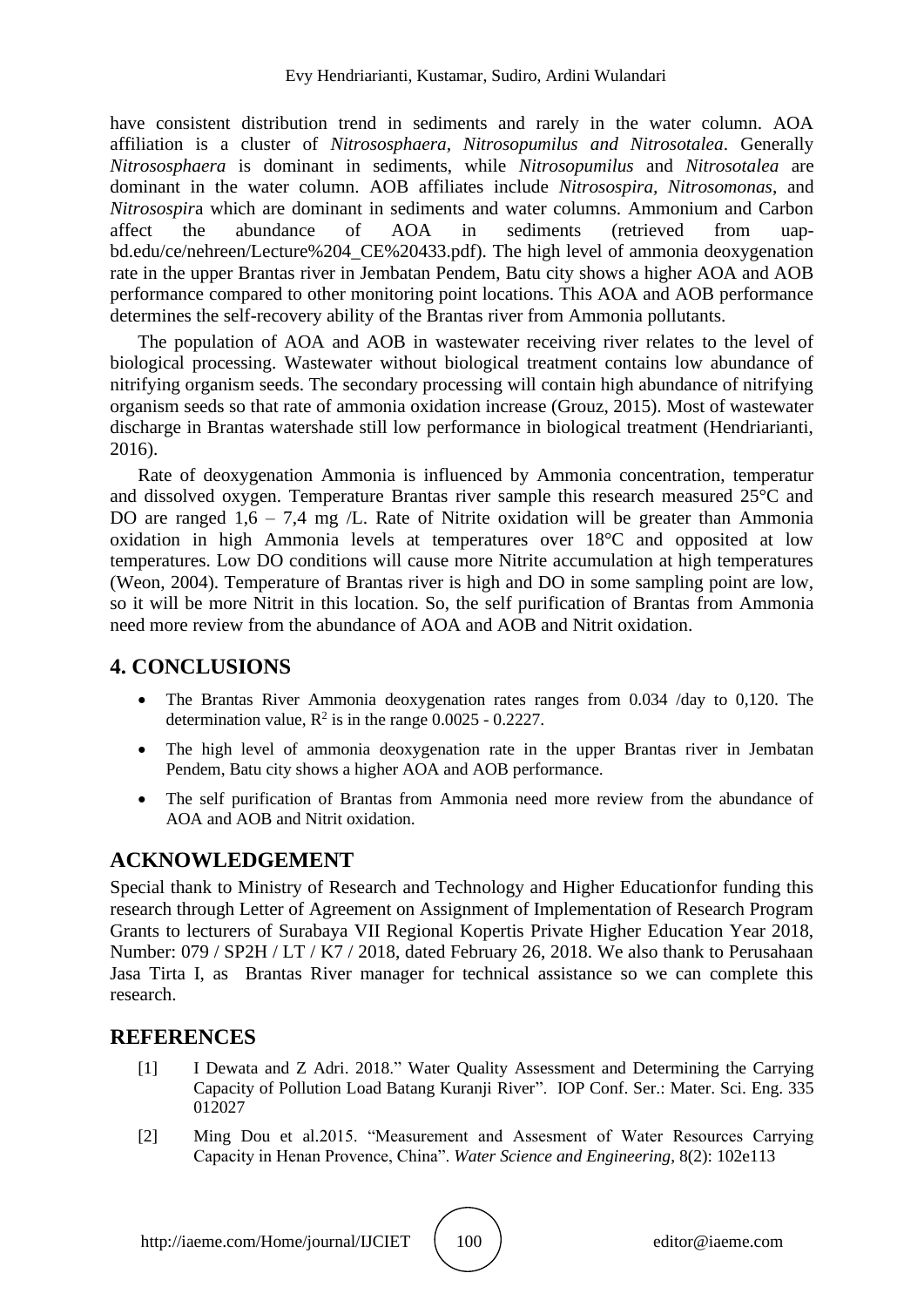have consistent distribution trend in sediments and rarely in the water column. AOA affiliation is a cluster of *Nitrososphaera*, *Nitrosopumilus and Nitrosotalea*. Generally *Nitrososphaera* is dominant in sediments, while *Nitrosopumilus* and *Nitrosotalea* are dominant in the water column. AOB affiliates include *Nitrosospira*, *Nitrosomonas*, and *Nitrosospir*a which are dominant in sediments and water columns. Ammonium and Carbon affect the abundance of AOA in sediments (retrieved from uap-bd.edu/ce/nehreen/Lecture%204_CE%20433.pdf). The high level of ammonia deoxygenation rate in the upper Brantas river in Jembatan Pendem, Batu city shows a higher AOA and AOB performance compared to other monitoring point locations. This AOA and AOB performance determines the self-recovery ability of the Brantas river from Ammonia pollutants.

The population of AOA and AOB in wastewater receiving river relates to the level of biological processing. Wastewater without biological treatment contains low abundance of nitrifying organism seeds. The secondary processing will contain high abundance of nitrifying organism seeds so that rate of ammonia oxidation increase (Grouz, 2015). Most of wastewater discharge in Brantas watershade still low performance in biological treatment (Hendriarianti, 2016).

Rate of deoxygenation Ammonia is influenced by Ammonia concentration, temperatur and dissolved oxygen. Temperature Brantas river sample this research measured 25°C and DO are ranged 1,6 – 7,4 mg /L. Rate of Nitrite oxidation will be greater than Ammonia oxidation in high Ammonia levels at temperatures over 18°C and opposited at low temperatures. Low DO conditions will cause more Nitrite accumulation at high temperatures (Weon, 2004). Temperature of Brantas river is high and DO in some sampling point are low, so it will be more Nitrit in this location. So, the self purification of Brantas from Ammonia need more review from the abundance of AOA and AOB and Nitrit oxidation.

## 4. CONCLUSIONS

- The Brantas River Ammonia deoxygenation rates ranges from 0.034 /day to 0,120. The determination value, $R^2$ is in the range 0.0025 - 0.2227.
- The high level of ammonia deoxygenation rate in the upper Brantas river in Jembatan Pendem, Batu city shows a higher AOA and AOB performance.
- The self purification of Brantas from Ammonia need more review from the abundance of AOA and AOB and Nitrit oxidation.

## ACKNOWLEDGEMENT

Special thank to Ministry of Research and Technology and Higher Educationfor funding this research through Letter of Agreement on Assignment of Implementation of Research Program Grants to lecturers of Surabaya VII Regional Kopertis Private Higher Education Year 2018, Number: 079 / SP2H / LT / K7 / 2018, dated February 26, 2018. We also thank to Perusahaan Jasa Tirta I, as Brantas River manager for technical assistance so we can complete this research.

## REFERENCES

[1] I Dewata and Z Adri. 2018." Water Quality Assessment and Determining the Carrying Capacity of Pollution Load Batang Kuranji River". IOP Conf. Ser.: Mater. Sci. Eng. 335 012027

[2] Ming Dou et al.2015. "Measurement and Assesment of Water Resources Carrying Capacity in Henan Provence, China". *Water Science and Engineering*, 8(2): 102e113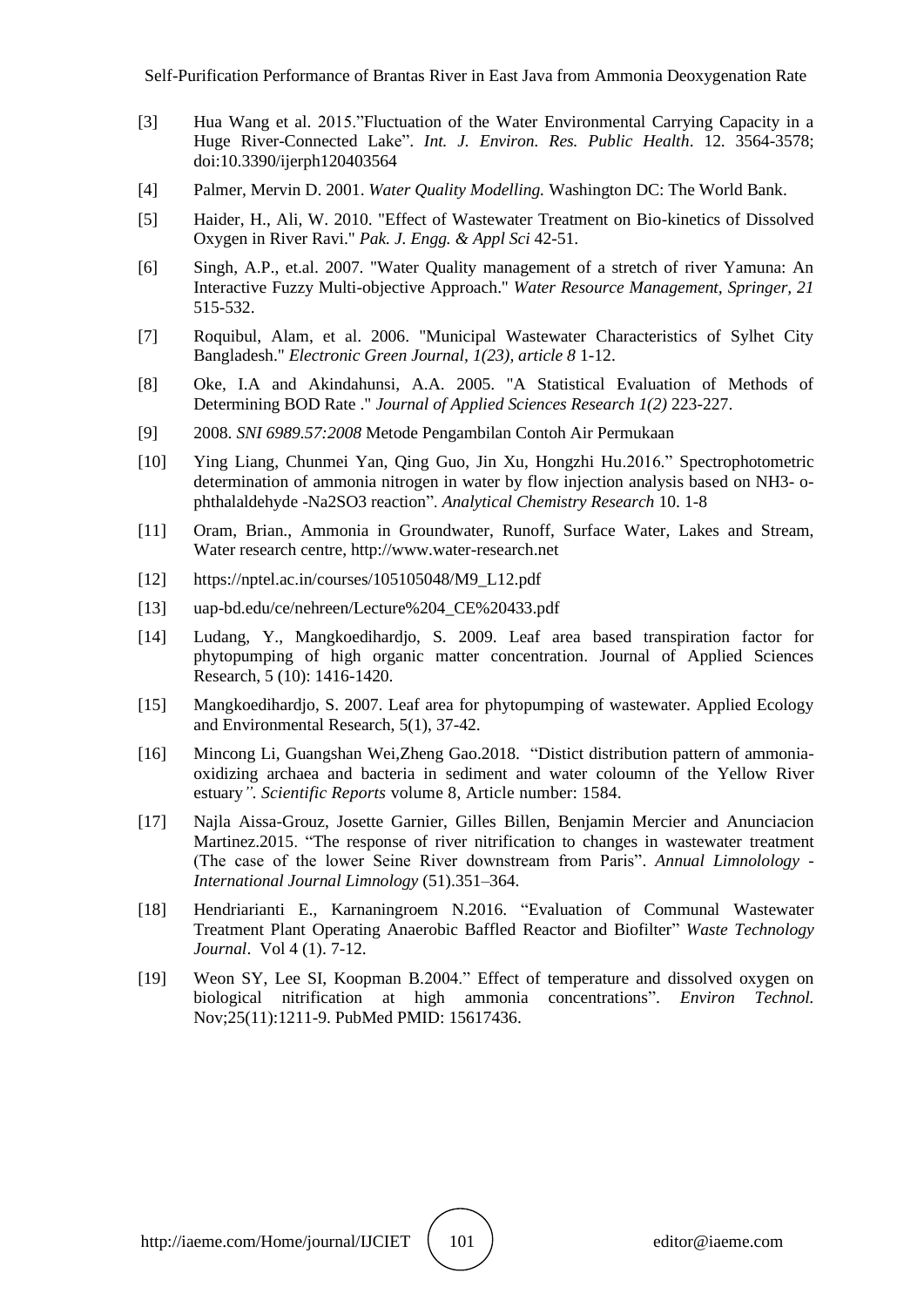[3] Hua Wang et al. 2015."Fluctuation of the Water Environmental Carrying Capacity in a Huge River-Connected Lake". *Int. J. Environ. Res. Public Health*. 12. 3564-3578; doi:10.3390/ijerph120403564

[4] Palmer, Mervin D. 2001. *Water Quality Modelling.* Washington DC: The World Bank.

[5] Haider, H., Ali, W. 2010. "Effect of Wastewater Treatment on Bio-kinetics of Dissolved Oxygen in River Ravi." *Pak. J. Engg. & Appl Sci* 42-51.

[6] Singh, A.P., et.al. 2007. "Water Quality management of a stretch of river Yamuna: An Interactive Fuzzy Multi-objective Approach." *Water Resource Management, Springer, 21* 515-532.

[7] Roquibul, Alam, et al. 2006. "Municipal Wastewater Characteristics of Sylhet City Bangladesh." *Electronic Green Journal, 1(23), article 8* 1-12.

[8] Oke, I.A and Akindahunsi, A.A. 2005. "A Statistical Evaluation of Methods of Determining BOD Rate ." *Journal of Applied Sciences Research 1(2)* 223-227.

[9] 2008. *SNI 6989.57:2008* Metode Pengambilan Contoh Air Permukaan

[10] Ying Liang, Chunmei Yan, Qing Guo, Jin Xu, Hongzhi Hu.2016." Spectrophotometric determination of ammonia nitrogen in water by flow injection analysis based on NH3- o-phthalaldehyde -Na2SO3 reaction". *Analytical Chemistry Research* 10. 1-8

[11] Oram, Brian., Ammonia in Groundwater, Runoff, Surface Water, Lakes and Stream, Water research centre, http://www.water-research.net

[12] https://nptel.ac.in/courses/105105048/M9_L12.pdf

[13] uap-bd.edu/ce/nehreen/Lecture%204_CE%20433.pdf

[14] Ludang, Y., Mangkoedihardjo, S. 2009. Leaf area based transpiration factor for phytopumping of high organic matter concentration. Journal of Applied Sciences Research, 5 (10): 1416-1420.

[15] Mangkoedihardjo, S. 2007. Leaf area for phytopumping of wastewater. Applied Ecology and Environmental Research, 5(1), 37-42.

[16] Mincong Li, Guangshan Wei,Zheng Gao.2018. "Distict distribution pattern of ammonia-oxidizing archaea and bacteria in sediment and water coloumn of the Yellow River estuary*". Scientific Reports* volume 8, Article number: 1584.

[17] Najla Aissa-Grouz, Josette Garnier, Gilles Billen, Benjamin Mercier and Anunciacion Martinez.2015. "The response of river nitrification to changes in wastewater treatment (The case of the lower Seine River downstream from Paris". *Annual Limnolology - International Journal Limnology* (51).351–364.

[18] Hendriarianti E., Karnaningroem N.2016. "Evaluation of Communal Wastewater Treatment Plant Operating Anaerobic Baffled Reactor and Biofilter" *Waste Technology Journal*. Vol 4 (1). 7-12.

[19] Weon SY, Lee SI, Koopman B.2004." Effect of temperature and dissolved oxygen on biological nitrification at high ammonia concentrations". *Environ Technol.* Nov;25(11):1211-9. PubMed PMID: 15617436.